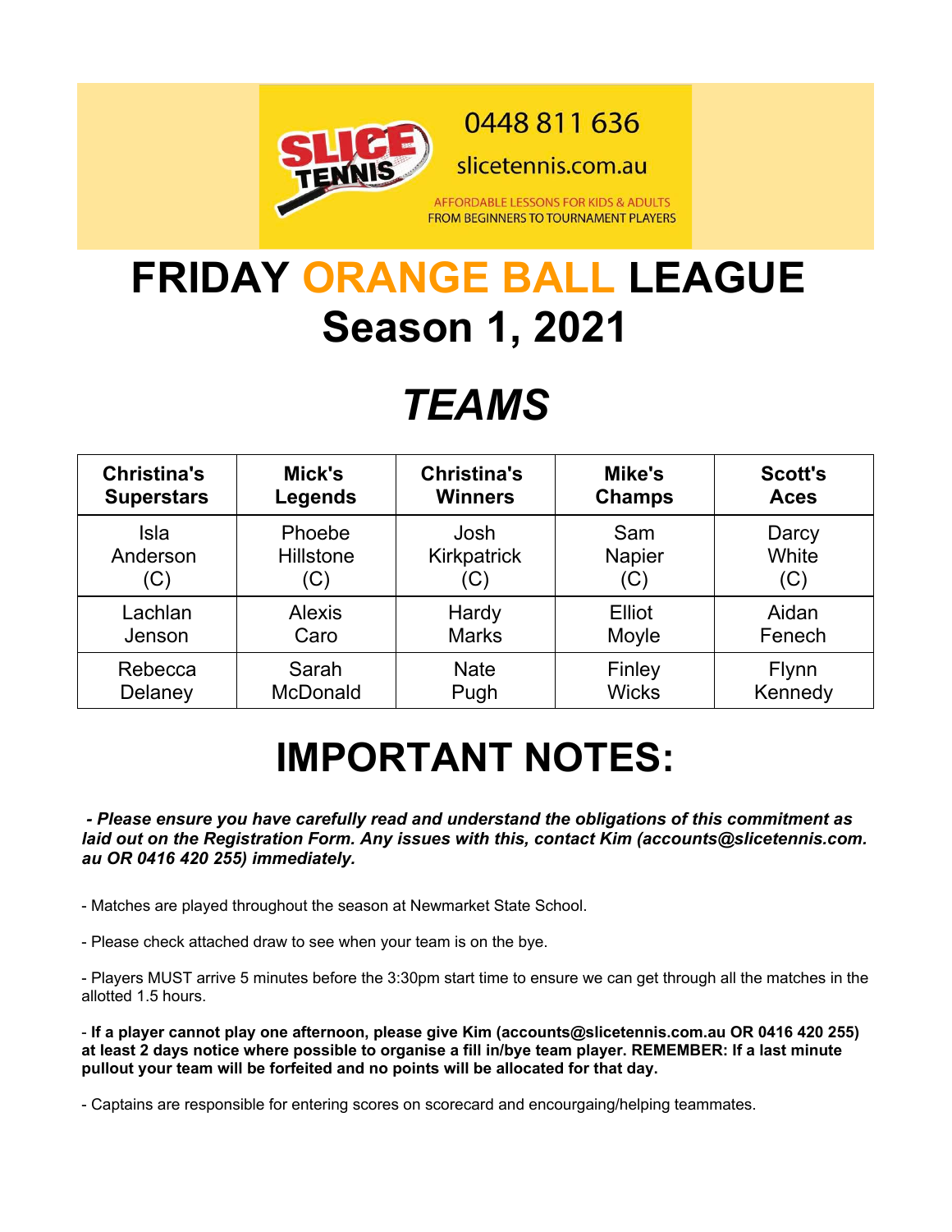0448 811 636

slicetennis.com.au

AFFORDABLE LESSONS FOR KIDS & ADULTS
FROM BEGINNERS TO TOURNAMENT PLAYERS

# FRIDAY ORANGE BALL LEAGUE
# Season 1, 2021

# *TEAMS*

| Christina's Superstars | Mick's Legends | Christina's Winners | Mike's Champs | Scott's Aces |
|---|---|---|---|---|
| Isla Anderson (C) | Phoebe Hillstone (C) | Josh Kirkpatrick (C) | Sam Napier (C) | Darcy White (C) |
| Lachlan Jenson | Alexis Caro | Hardy Marks | Elliot Moyle | Aidan Fenech |
| Rebecca Delaney | Sarah McDonald | Nate Pugh | Finley Wicks | Flynn Kennedy |

# IMPORTANT NOTES:

***- Please ensure you have carefully read and understand the obligations of this commitment as laid out on the Registration Form. Any issues with this, contact Kim (accounts@slicetennis.com.au OR 0416 420 255) immediately.***

- Matches are played throughout the season at Newmarket State School.

- Please check attached draw to see when your team is on the bye.

- Players MUST arrive 5 minutes before the 3:30pm start time to ensure we can get through all the matches in the allotted 1.5 hours.

- **If a player cannot play one afternoon, please give Kim (accounts@slicetennis.com.au OR 0416 420 255) at least 2 days notice where possible to organise a fill in/bye team player. REMEMBER: If a last minute pullout your team will be forfeited and no points will be allocated for that day.**

- Captains are responsible for entering scores on scorecard and encourgaing/helping teammates.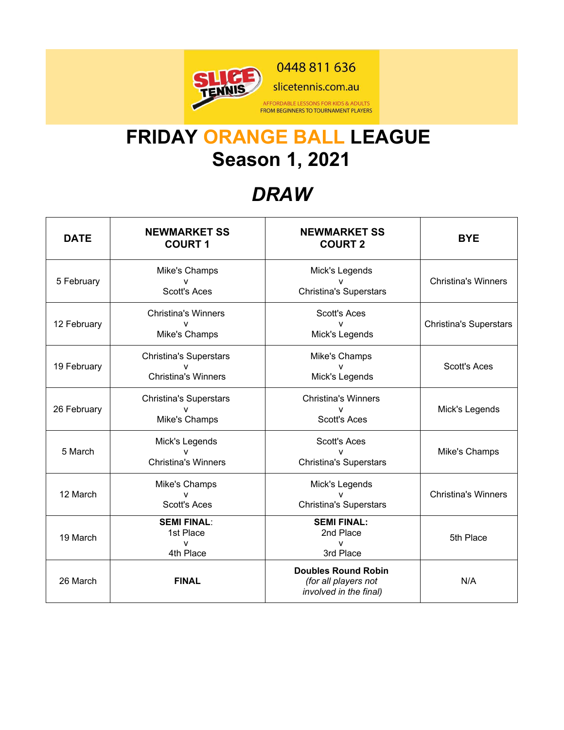0448 811 636

slicetennis.com.au

AFFORDABLE LESSONS FOR KIDS & ADULTS
FROM BEGINNERS TO TOURNAMENT PLAYERS

# FRIDAY ORANGE BALL LEAGUE
# Season 1, 2021

## *DRAW*

| DATE | NEWMARKET SS COURT 1 | NEWMARKET SS COURT 2 | BYE |
|---|---|---|---|
| 5 February | Mike's Champs v Scott's Aces | Mick's Legends v Christina's Superstars | Christina's Winners |
| 12 February | Christina's Winners v Mike's Champs | Scott's Aces v Mick's Legends | Christina's Superstars |
| 19 February | Christina's Superstars v Christina's Winners | Mike's Champs v Mick's Legends | Scott's Aces |
| 26 February | Christina's Superstars v Mike's Champs | Christina's Winners v Scott's Aces | Mick's Legends |
| 5 March | Mick's Legends v Christina's Winners | Scott's Aces v Christina's Superstars | Mike's Champs |
| 12 March | Mike's Champs v Scott's Aces | Mick's Legends v Christina's Superstars | Christina's Winners |
| 19 March | **SEMI FINAL**: 1st Place v 4th Place | **SEMI FINAL:** 2nd Place v 3rd Place | 5th Place |
| 26 March | **FINAL** | **Doubles Round Robin** *(for all players not involved in the final)* | N/A |